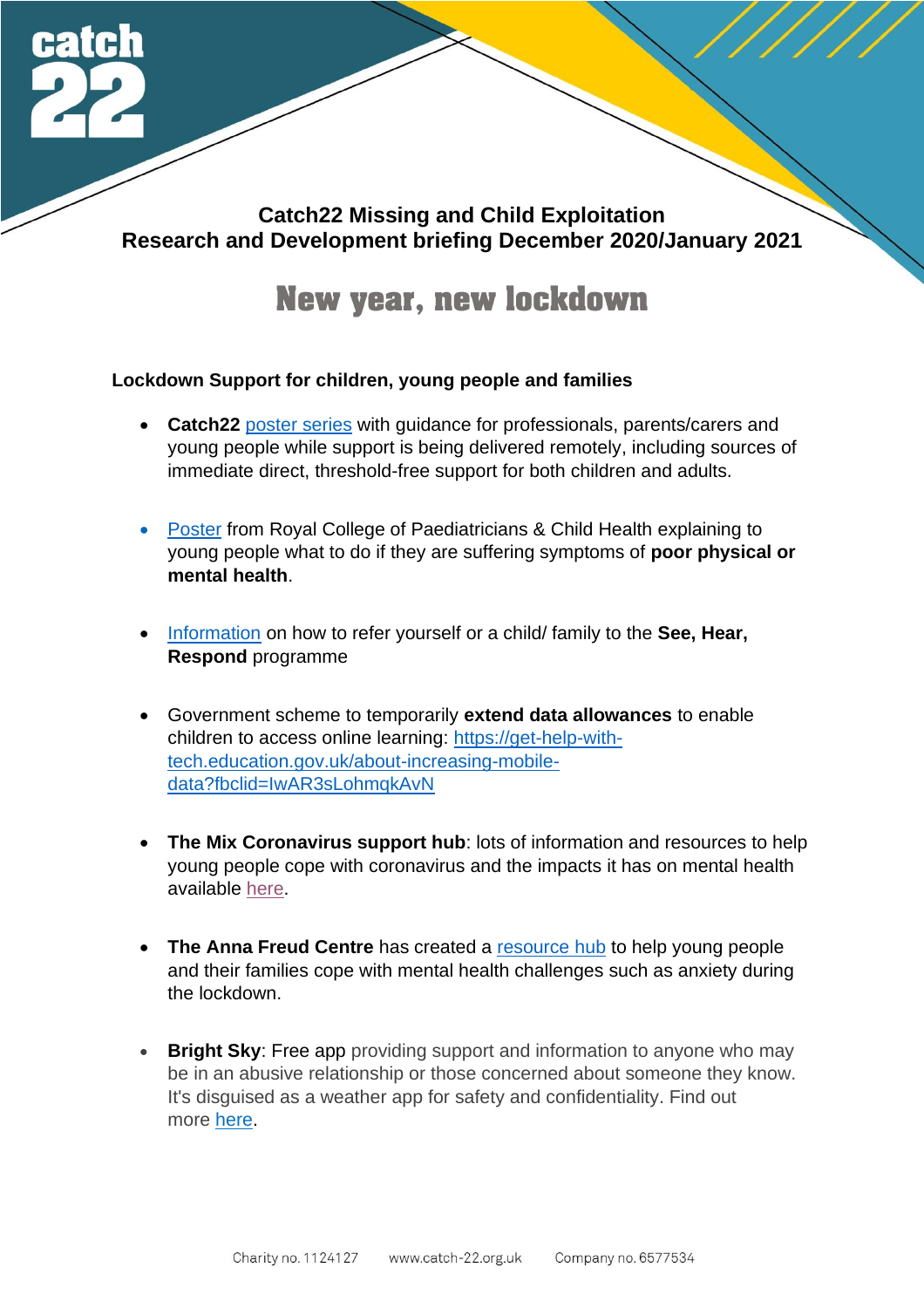**Catch22 Missing and Child Exploitation**
**Research and Development briefing December 2020/January 2021**

# New year, new lockdown

## Lockdown Support for children, young people and families

- **Catch22** poster series with guidance for professionals, parents/carers and young people while support is being delivered remotely, including sources of immediate direct, threshold-free support for both children and adults.

- Poster from Royal College of Paediatricians & Child Health explaining to young people what to do if they are suffering symptoms of **poor physical or mental health**.

- Information on how to refer yourself or a child/ family to the **See, Hear, Respond** programme

- Government scheme to temporarily **extend data allowances** to enable children to access online learning: https://get-help-with-tech.education.gov.uk/about-increasing-mobile-data?fbclid=IwAR3sLohmqkAvN

- **The Mix Coronavirus support hub**: lots of information and resources to help young people cope with coronavirus and the impacts it has on mental health available here.

- **The Anna Freud Centre** has created a resource hub to help young people and their families cope with mental health challenges such as anxiety during the lockdown.

- **Bright Sky**: Free app providing support and information to anyone who may be in an abusive relationship or those concerned about someone they know. It's disguised as a weather app for safety and confidentiality. Find out more here.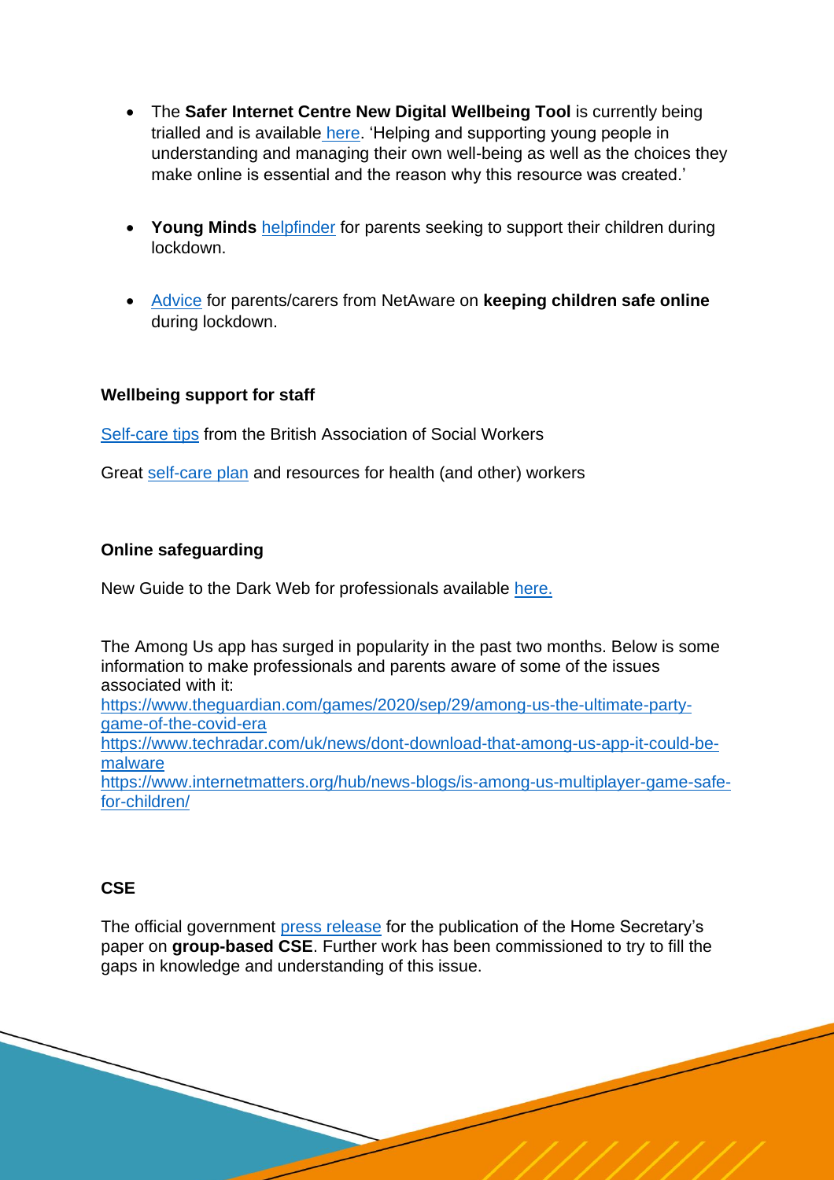- The **Safer Internet Centre New Digital Wellbeing Tool** is currently being trialled and is available [here](). 'Helping and supporting young people in understanding and managing their own well-being as well as the choices they make online is essential and the reason why this resource was created.'

- **Young Minds** [helpfinder]() for parents seeking to support their children during lockdown.

- [Advice]() for parents/carers from NetAware on **keeping children safe online** during lockdown.

**Wellbeing support for staff**

[Self-care tips]() from the British Association of Social Workers

Great [self-care plan]() and resources for health (and other) workers

**Online safeguarding**

New Guide to the Dark Web for professionals available [here.]()

The Among Us app has surged in popularity in the past two months. Below is some information to make professionals and parents aware of some of the issues associated with it:
https://www.theguardian.com/games/2020/sep/29/among-us-the-ultimate-party-game-of-the-covid-era
https://www.techradar.com/uk/news/dont-download-that-among-us-app-it-could-be-malware
https://www.internetmatters.org/hub/news-blogs/is-among-us-multiplayer-game-safe-for-children/

**CSE**

The official government [press release]() for the publication of the Home Secretary's paper on **group-based CSE**. Further work has been commissioned to try to fill the gaps in knowledge and understanding of this issue.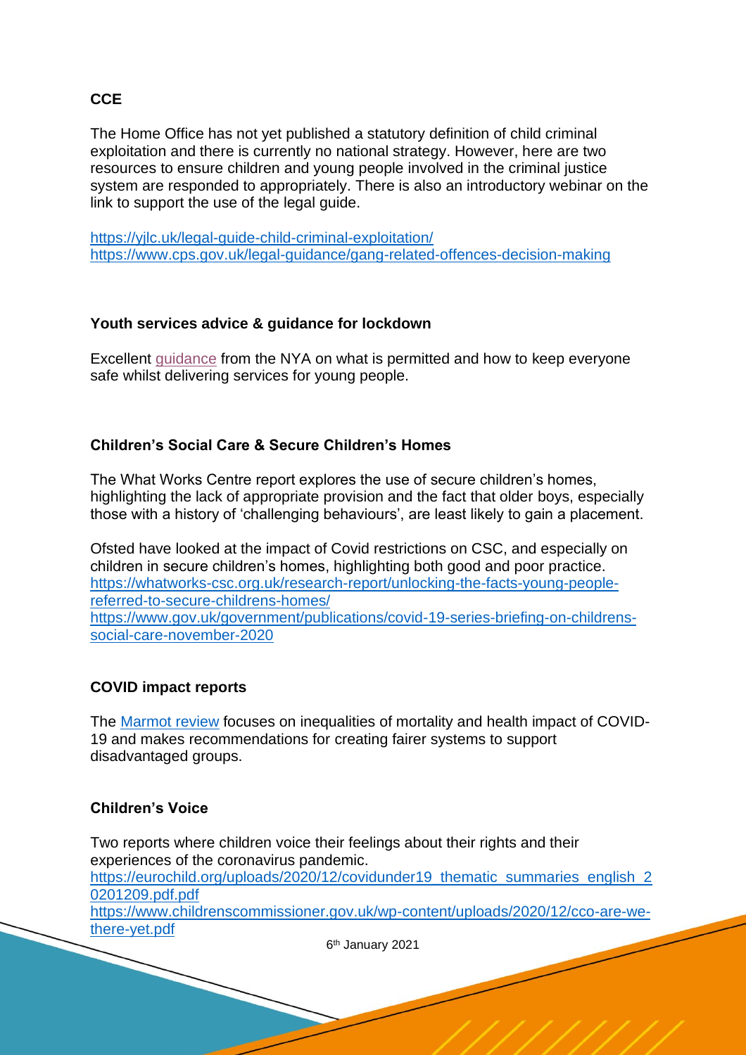### CCE

The Home Office has not yet published a statutory definition of child criminal exploitation and there is currently no national strategy. However, here are two resources to ensure children and young people involved in the criminal justice system are responded to appropriately. There is also an introductory webinar on the link to support the use of the legal guide.

https://yjlc.uk/legal-guide-child-criminal-exploitation/
https://www.cps.gov.uk/legal-guidance/gang-related-offences-decision-making

### Youth services advice & guidance for lockdown

Excellent guidance from the NYA on what is permitted and how to keep everyone safe whilst delivering services for young people.

### Children's Social Care & Secure Children's Homes

The What Works Centre report explores the use of secure children's homes, highlighting the lack of appropriate provision and the fact that older boys, especially those with a history of 'challenging behaviours', are least likely to gain a placement.

Ofsted have looked at the impact of Covid restrictions on CSC, and especially on children in secure children's homes, highlighting both good and poor practice.
https://whatworks-csc.org.uk/research-report/unlocking-the-facts-young-people-referred-to-secure-childrens-homes/
https://www.gov.uk/government/publications/covid-19-series-briefing-on-childrens-social-care-november-2020

### COVID impact reports

The Marmot review focuses on inequalities of mortality and health impact of COVID-19 and makes recommendations for creating fairer systems to support disadvantaged groups.

### Children's Voice

Two reports where children voice their feelings about their rights and their experiences of the coronavirus pandemic.
https://eurochild.org/uploads/2020/12/covidunder19_thematic_summaries_english_20201209.pdf.pdf
https://www.childrenscommissioner.gov.uk/wp-content/uploads/2020/12/cco-are-we-there-yet.pdf